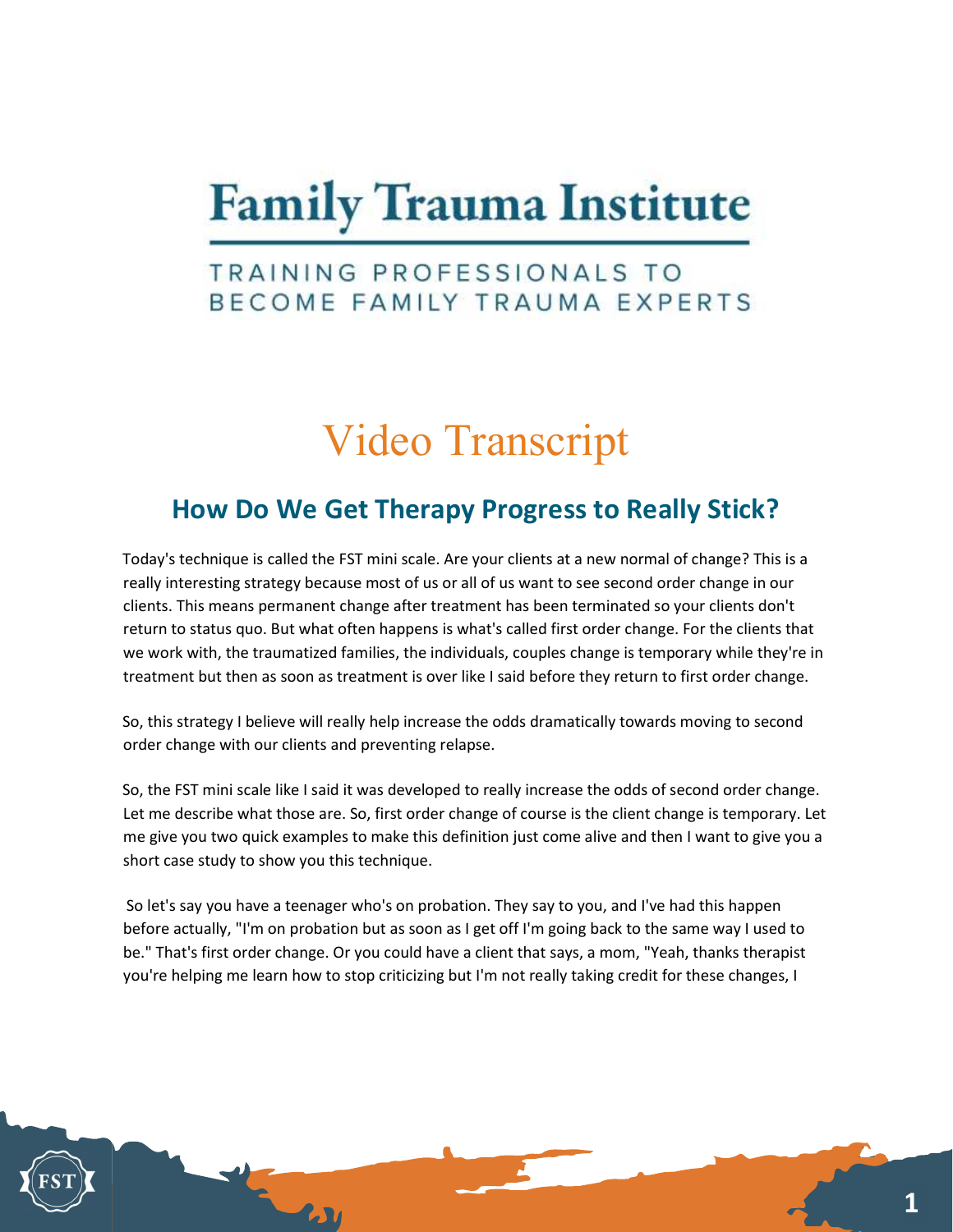# Family Trauma Institute

TRAINING PROFESSIONALS TO BECOME FAMILY TRAUMA EXPERTS

# Video Transcript

## How Do We Get Therapy Progress to Really Stick?

Today's technique is called the FST mini scale. Are your clients at a new normal of change? This is a really interesting strategy because most of us or all of us want to see second order change in our clients. This means permanent change after treatment has been terminated so your clients don't return to status quo. But what often happens is what's called first order change. For the clients that we work with, the traumatized families, the individuals, couples change is temporary while they're in treatment but then as soon as treatment is over like I said before they return to first order change.

So, this strategy I believe will really help increase the odds dramatically towards moving to second order change with our clients and preventing relapse.

So, the FST mini scale like I said it was developed to really increase the odds of second order change. Let me describe what those are. So, first order change of course is the client change is temporary. Let me give you two quick examples to make this definition just come alive and then I want to give you a short case study to show you this technique.

So let's say you have a teenager who's on probation. They say to you, and I've had this happen before actually, "I'm on probation but as soon as I get off I'm going back to the same way I used to be." That's first order change. Or you could have a client that says, a mom, "Yeah, thanks therapist you're helping me learn how to stop criticizing but I'm not really taking credit for these changes, I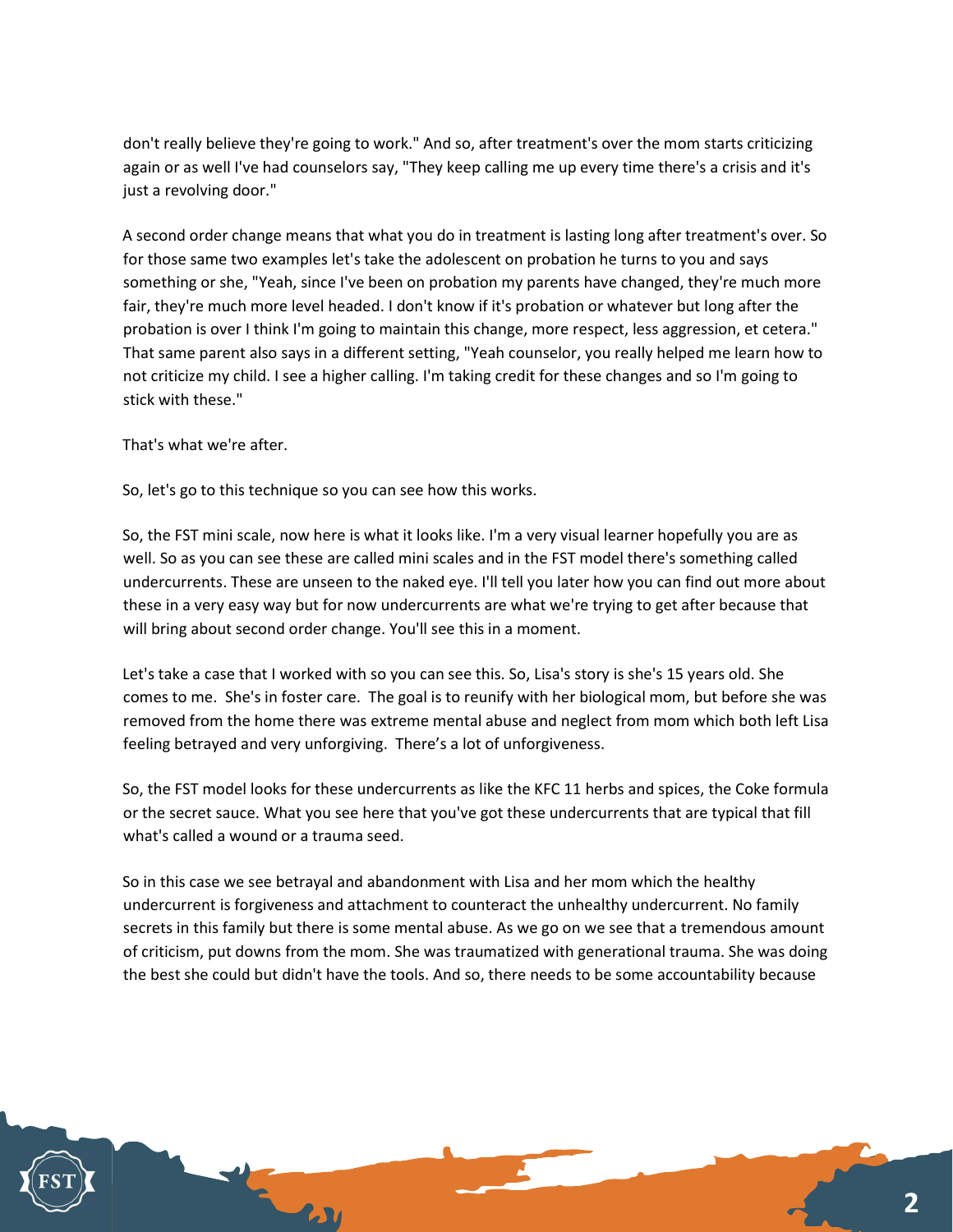don't really believe they're going to work." And so, after treatment's over the mom starts criticizing again or as well I've had counselors say, "They keep calling me up every time there's a crisis and it's just a revolving door."

A second order change means that what you do in treatment is lasting long after treatment's over. So for those same two examples let's take the adolescent on probation he turns to you and says something or she, "Yeah, since I've been on probation my parents have changed, they're much more fair, they're much more level headed. I don't know if it's probation or whatever but long after the probation is over I think I'm going to maintain this change, more respect, less aggression, et cetera." That same parent also says in a different setting, "Yeah counselor, you really helped me learn how to not criticize my child. I see a higher calling. I'm taking credit for these changes and so I'm going to stick with these."

That's what we're after.

So, let's go to this technique so you can see how this works.

So, the FST mini scale, now here is what it looks like. I'm a very visual learner hopefully you are as well. So as you can see these are called mini scales and in the FST model there's something called undercurrents. These are unseen to the naked eye. I'll tell you later how you can find out more about these in a very easy way but for now undercurrents are what we're trying to get after because that will bring about second order change. You'll see this in a moment.

Let's take a case that I worked with so you can see this. So, Lisa's story is she's 15 years old. She comes to me. She's in foster care. The goal is to reunify with her biological mom, but before she was removed from the home there was extreme mental abuse and neglect from mom which both left Lisa feeling betrayed and very unforgiving. There's a lot of unforgiveness.

So, the FST model looks for these undercurrents as like the KFC 11 herbs and spices, the Coke formula or the secret sauce. What you see here that you've got these undercurrents that are typical that fill what's called a wound or a trauma seed.

So in this case we see betrayal and abandonment with Lisa and her mom which the healthy undercurrent is forgiveness and attachment to counteract the unhealthy undercurrent. No family secrets in this family but there is some mental abuse. As we go on we see that a tremendous amount of criticism, put downs from the mom. She was traumatized with generational trauma. She was doing the best she could but didn't have the tools. And so, there needs to be some accountability because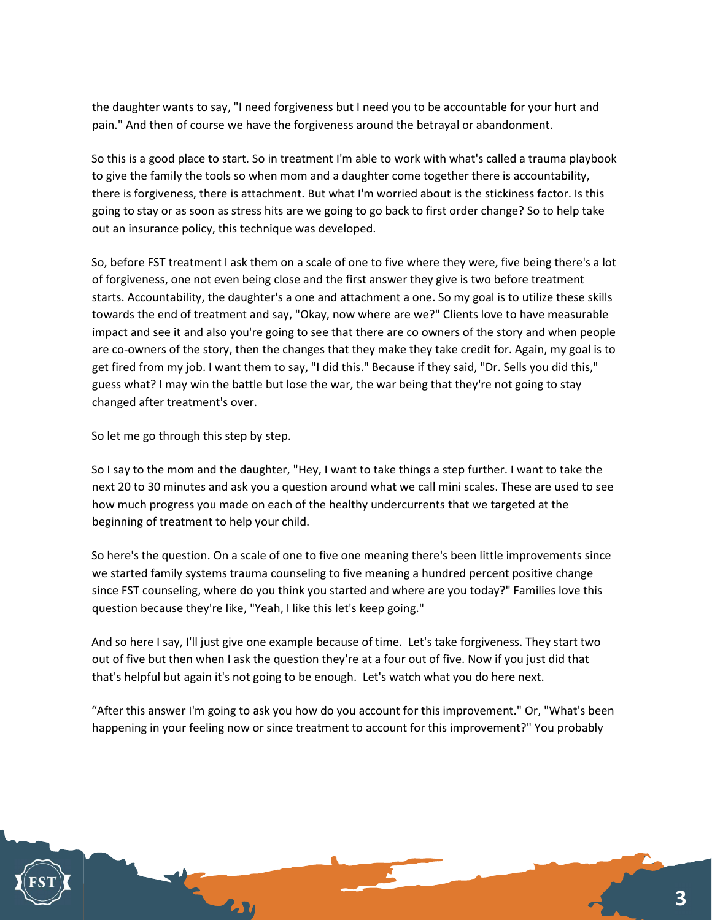the daughter wants to say, "I need forgiveness but I need you to be accountable for your hurt and pain." And then of course we have the forgiveness around the betrayal or abandonment.

So this is a good place to start. So in treatment I'm able to work with what's called a trauma playbook to give the family the tools so when mom and a daughter come together there is accountability, there is forgiveness, there is attachment. But what I'm worried about is the stickiness factor. Is this going to stay or as soon as stress hits are we going to go back to first order change? So to help take out an insurance policy, this technique was developed.

So, before FST treatment I ask them on a scale of one to five where they were, five being there's a lot of forgiveness, one not even being close and the first answer they give is two before treatment starts. Accountability, the daughter's a one and attachment a one. So my goal is to utilize these skills towards the end of treatment and say, "Okay, now where are we?" Clients love to have measurable impact and see it and also you're going to see that there are co owners of the story and when people are co-owners of the story, then the changes that they make they take credit for. Again, my goal is to get fired from my job. I want them to say, "I did this." Because if they said, "Dr. Sells you did this," guess what? I may win the battle but lose the war, the war being that they're not going to stay changed after treatment's over.

So let me go through this step by step.

So I say to the mom and the daughter, "Hey, I want to take things a step further. I want to take the next 20 to 30 minutes and ask you a question around what we call mini scales. These are used to see how much progress you made on each of the healthy undercurrents that we targeted at the beginning of treatment to help your child.

So here's the question. On a scale of one to five one meaning there's been little improvements since we started family systems trauma counseling to five meaning a hundred percent positive change since FST counseling, where do you think you started and where are you today?" Families love this question because they're like, "Yeah, I like this let's keep going."

And so here I say, I'll just give one example because of time. Let's take forgiveness. They start two out of five but then when I ask the question they're at a four out of five. Now if you just did that that's helpful but again it's not going to be enough. Let's watch what you do here next.

"After this answer I'm going to ask you how do you account for this improvement." Or, "What's been happening in your feeling now or since treatment to account for this improvement?" You probably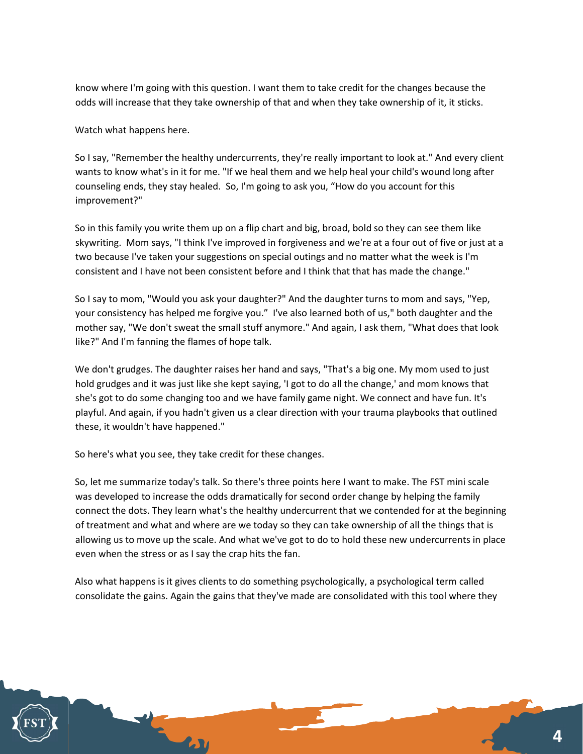know where I'm going with this question. I want them to take credit for the changes because the odds will increase that they take ownership of that and when they take ownership of it, it sticks.

Watch what happens here.

So I say, "Remember the healthy undercurrents, they're really important to look at." And every client wants to know what's in it for me. "If we heal them and we help heal your child's wound long after counseling ends, they stay healed. So, I'm going to ask you, "How do you account for this improvement?"

So in this family you write them up on a flip chart and big, broad, bold so they can see them like skywriting. Mom says, "I think I've improved in forgiveness and we're at a four out of five or just at a two because I've taken your suggestions on special outings and no matter what the week is I'm consistent and I have not been consistent before and I think that that has made the change."

So I say to mom, "Would you ask your daughter?" And the daughter turns to mom and says, "Yep, your consistency has helped me forgive you." I've also learned both of us," both daughter and the mother say, "We don't sweat the small stuff anymore." And again, I ask them, "What does that look like?" And I'm fanning the flames of hope talk.

We don't grudges. The daughter raises her hand and says, "That's a big one. My mom used to just hold grudges and it was just like she kept saying, 'I got to do all the change,' and mom knows that she's got to do some changing too and we have family game night. We connect and have fun. It's playful. And again, if you hadn't given us a clear direction with your trauma playbooks that outlined these, it wouldn't have happened."

So here's what you see, they take credit for these changes.

So, let me summarize today's talk. So there's three points here I want to make. The FST mini scale was developed to increase the odds dramatically for second order change by helping the family connect the dots. They learn what's the healthy undercurrent that we contended for at the beginning of treatment and what and where are we today so they can take ownership of all the things that is allowing us to move up the scale. And what we've got to do to hold these new undercurrents in place even when the stress or as I say the crap hits the fan.

Also what happens is it gives clients to do something psychologically, a psychological term called consolidate the gains. Again the gains that they've made are consolidated with this tool where they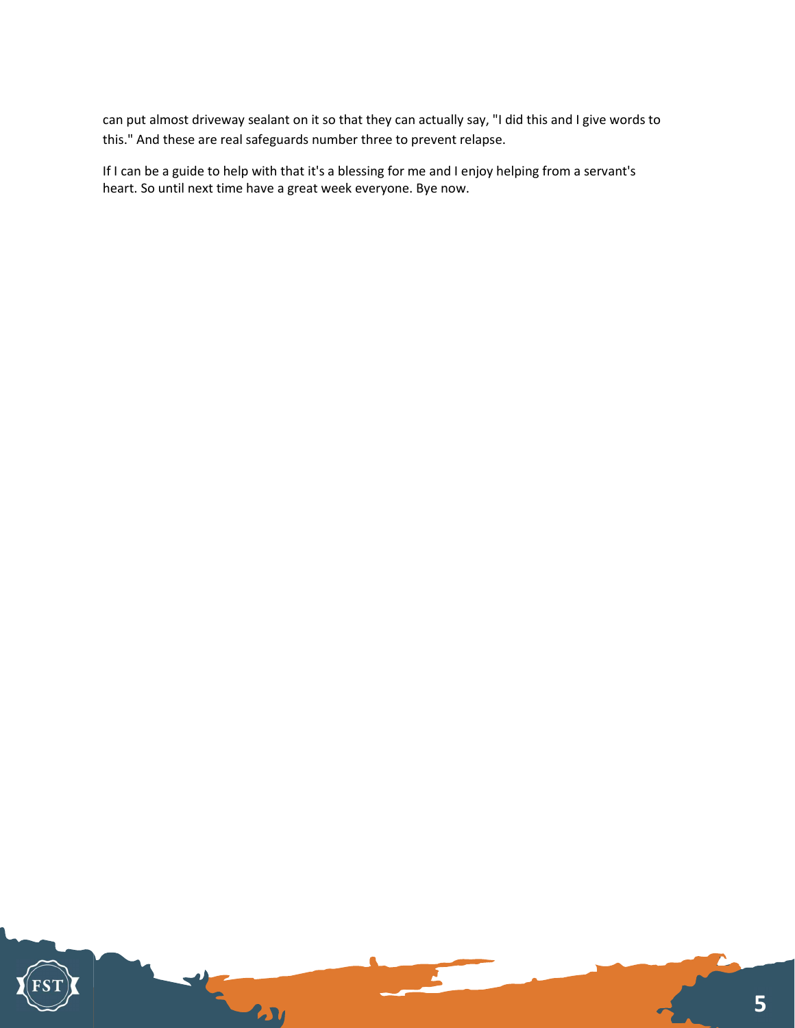can put almost driveway sealant on it so that they can actually say, "I did this and I give words to this." And these are real safeguards number three to prevent relapse.

If I can be a guide to help with that it's a blessing for me and I enjoy helping from a servant's heart. So until next time have a great week everyone. Bye now.